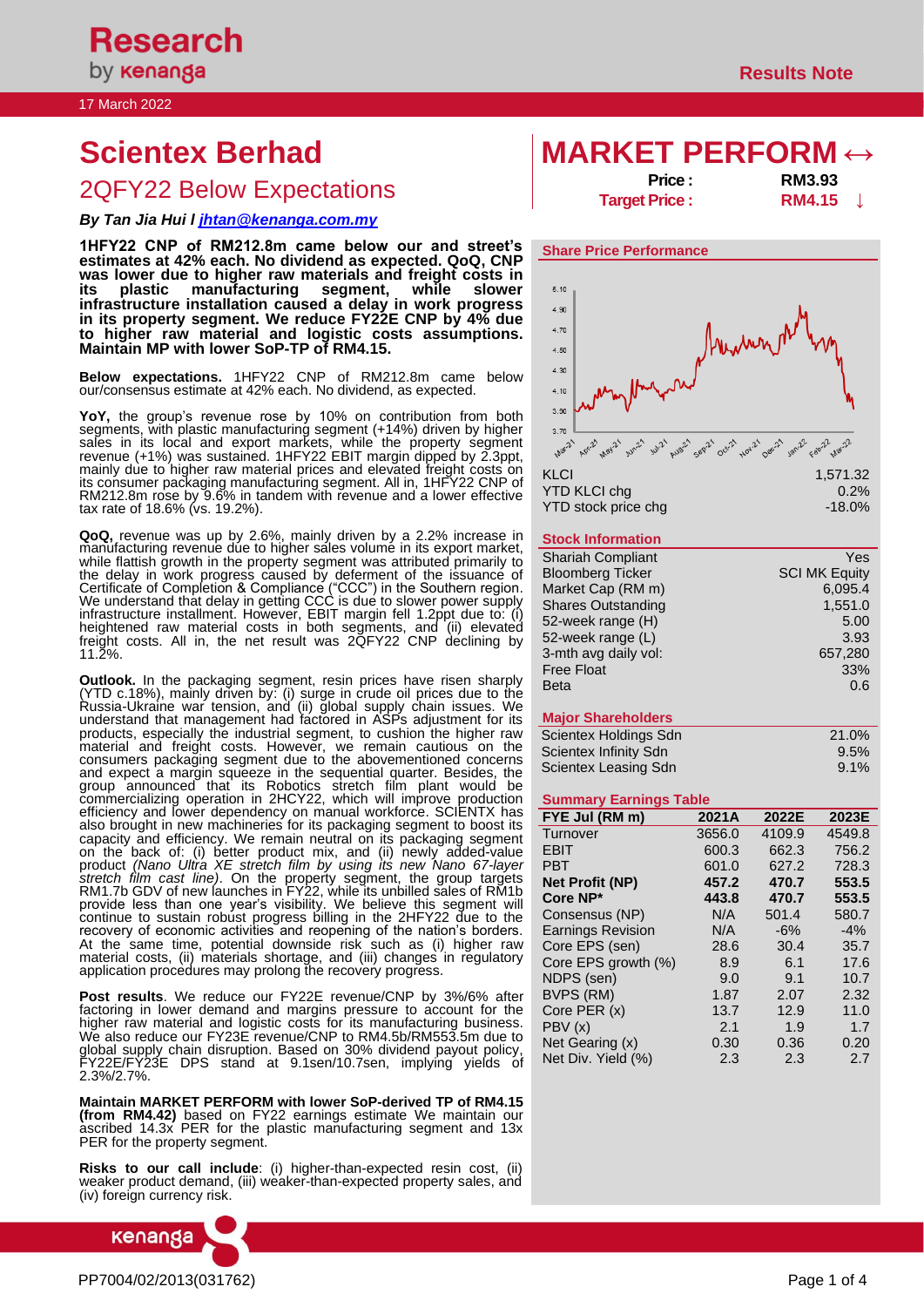17 March 2022

Results Note

# Scientex Berhad

## 2QFY22 Below Expectations

***By Tan Jia Hui l jhtan@kenanga.com.my***

# MARKET PERFORM ↔

| | |
|---|---|
| **Price :** | **RM3.93** |
| **Target Price :** | **RM4.15 ↓** |

**1HFY22 CNP of RM212.8m came below our and street's estimates at 42% each. No dividend as expected. QoQ, CNP was lower due to higher raw materials and freight costs in its plastic manufacturing segment, while slower infrastructure installation caused a delay in work progress in its property segment. We reduce FY22E CNP by 4% due to higher raw material and logistic costs assumptions. Maintain MP with lower SoP-TP of RM4.15.**

**Below expectations.** 1HFY22 CNP of RM212.8m came below our/consensus estimate at 42% each. No dividend, as expected.

**YoY,** the group's revenue rose by 10% on contribution from both segments, with plastic manufacturing segment (+14%) driven by higher sales in its local and export markets, while the property segment revenue (+1%) was sustained. 1HFY22 EBIT margin dipped by 2.3ppt, mainly due to higher raw material prices and elevated freight costs on its consumer packaging manufacturing segment. All in, 1HFY22 CNP of RM212.8m rose by 9.6% in tandem with revenue and a lower effective tax rate of 18.6% (vs. 19.2%).

**QoQ,** revenue was up by 2.6%, mainly driven by a 2.2% increase in manufacturing revenue due to higher sales volume in its export market, while flattish growth in the property segment was attributed primarily to the delay in work progress caused by deferment of the issuance of Certificate of Completion & Compliance ("CCC") in the Southern region. We understand that delay in getting CCC is due to slower power supply infrastructure installment. However, EBIT margin fell 1.2ppt due to: (i) heightened raw material costs in both segments, and (ii) elevated freight costs. All in, the net result was 2QFY22 CNP declining by 11.2%.

**Outlook.** In the packaging segment, resin prices have risen sharply (YTD c.18%), mainly driven by: (i) surge in crude oil prices due to the Russia-Ukraine war tension, and (ii) global supply chain issues. We understand that management had factored in ASPs adjustment for its products, especially the industrial segment, to cushion the higher raw material and freight costs. However, we remain cautious on the consumers packaging segment due to the abovementioned concerns and expect a margin squeeze in the sequential quarter. Besides, the group announced that its Robotics stretch film plant would be commercializing operation in 2HCY22, which will improve production efficiency and lower dependency on manual workforce. SCIENTX has also brought in new machineries for its packaging segment to boost its capacity and efficiency. We remain neutral on its packaging segment on the back of: (i) better product mix, and (ii) newly added-value product *(Nano Ultra XE stretch film by using its new Nano 67-layer stretch film cast line)*. On the property segment, the group targets RM1.7b GDV of new launches in FY22, while its unbilled sales of RM1b provide less than one year's visibility. We believe this segment will continue to sustain robust progress billing in the 2HFY22 due to the recovery of economic activities and reopening of the nation's borders. At the same time, potential downside risk such as (i) higher raw material costs, (ii) materials shortage, and (iii) changes in regulatory application procedures may prolong the recovery progress.

**Post results**. We reduce our FY22E revenue/CNP by 3%/6% after factoring in lower demand and margins pressure to account for the higher raw material and logistic costs for its manufacturing business. We also reduce our FY23E revenue/CNP to RM4.5b/RM553.5m due to global supply chain disruption. Based on 30% dividend payout policy, FY22E/FY23E DPS stand at 9.1sen/10.7sen, implying yields of 2.3%/2.7%.

**Maintain MARKET PERFORM with lower SoP-derived TP of RM4.15 (from RM4.42)** based on FY22 earnings estimate We maintain our ascribed 14.3x PER for the plastic manufacturing segment and 13x PER for the property segment.

**Risks to our call include**: (i) higher-than-expected resin cost, (ii) weaker product demand, (iii) weaker-than-expected property sales, and (iv) foreign currency risk.

### Share Price Performance

| | |
|---|---|
| KLCI | 1,571.32 |
| YTD KLCI chg | 0.2% |
| YTD stock price chg | -18.0% |

### Stock Information

| | |
|---|---|
| Shariah Compliant | Yes |
| Bloomberg Ticker | SCI MK Equity |
| Market Cap (RM m) | 6,095.4 |
| Shares Outstanding | 1,551.0 |
| 52-week range (H) | 5.00 |
| 52-week range (L) | 3.93 |
| 3-mth avg daily vol: | 657,280 |
| Free Float | 33% |
| Beta | 0.6 |

### Major Shareholders

| | |
|---|---|
| Scientex Holdings Sdn | 21.0% |
| Scientex Infinity Sdn | 9.5% |
| Scientex Leasing Sdn | 9.1% |

### Summary Earnings Table

| FYE Jul (RM m) | 2021A | 2022E | 2023E |
|---|---|---|---|
| Turnover | 3656.0 | 4109.9 | 4549.8 |
| EBIT | 600.3 | 662.3 | 756.2 |
| PBT | 601.0 | 627.2 | 728.3 |
| **Net Profit (NP)** | **457.2** | **470.7** | **553.5** |
| **Core NP*** | **443.8** | **470.7** | **553.5** |
| Consensus (NP) | N/A | 501.4 | 580.7 |
| Earnings Revision | N/A | -6% | -4% |
| Core EPS (sen) | 28.6 | 30.4 | 35.7 |
| Core EPS growth (%) | 8.9 | 6.1 | 17.6 |
| NDPS (sen) | 9.0 | 9.1 | 10.7 |
| BVPS (RM) | 1.87 | 2.07 | 2.32 |
| Core PER (x) | 13.7 | 12.9 | 11.0 |
| PBV (x) | 2.1 | 1.9 | 1.7 |
| Net Gearing (x) | 0.30 | 0.36 | 0.20 |
| Net Div. Yield (%) | 2.3 | 2.3 | 2.7 |

PP7004/02/2013(031762)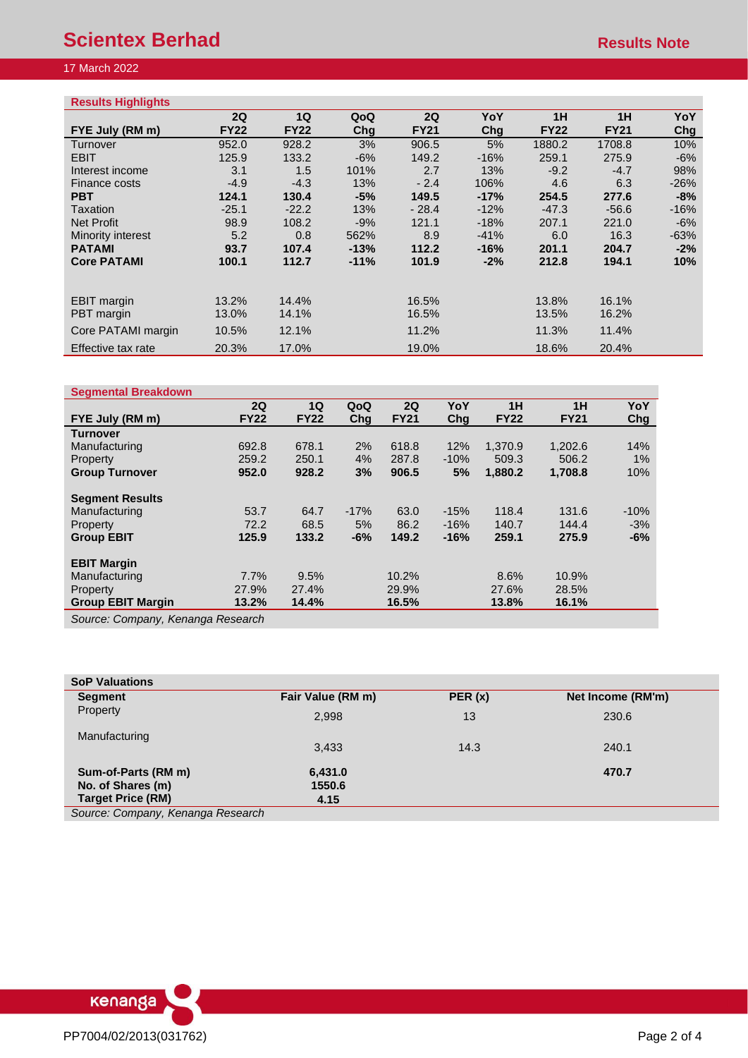# Scientex Berhad

Results Note

17 March 2022

**Results Highlights**

| FYE July (RM m) | 2Q FY22 | 1Q FY22 | QoQ Chg | 2Q FY21 | YoY Chg | 1H FY22 | 1H FY21 | YoY Chg |
|---|---|---|---|---|---|---|---|---|
| Turnover | 952.0 | 928.2 | 3% | 906.5 | 5% | 1880.2 | 1708.8 | 10% |
| EBIT | 125.9 | 133.2 | -6% | 149.2 | -16% | 259.1 | 275.9 | -6% |
| Interest income | 3.1 | 1.5 | 101% | 2.7 | 13% | -9.2 | -4.7 | 98% |
| Finance costs | -4.9 | -4.3 | 13% | - 2.4 | 106% | 4.6 | 6.3 | -26% |
| **PBT** | **124.1** | **130.4** | **-5%** | **149.5** | **-17%** | **254.5** | **277.6** | **-8%** |
| Taxation | -25.1 | -22.2 | 13% | - 28.4 | -12% | -47.3 | -56.6 | -16% |
| Net Profit | 98.9 | 108.2 | -9% | 121.1 | -18% | 207.1 | 221.0 | -6% |
| Minority interest | 5.2 | 0.8 | 562% | 8.9 | -41% | 6.0 | 16.3 | -63% |
| **PATAMI** | **93.7** | **107.4** | **-13%** | **112.2** | **-16%** | **201.1** | **204.7** | **-2%** |
| **Core PATAMI** | **100.1** | **112.7** | **-11%** | **101.9** | **-2%** | **212.8** | **194.1** | **10%** |
| | | | | | | | | |
| EBIT margin | 13.2% | 14.4% | | 16.5% | | 13.8% | 16.1% | |
| PBT margin | 13.0% | 14.1% | | 16.5% | | 13.5% | 16.2% | |
| Core PATAMI margin | 10.5% | 12.1% | | 11.2% | | 11.3% | 11.4% | |
| Effective tax rate | 20.3% | 17.0% | | 19.0% | | 18.6% | 20.4% | |

**Segmental Breakdown**

| FYE July (RM m) | 2Q FY22 | 1Q FY22 | QoQ Chg | 2Q FY21 | YoY Chg | 1H FY22 | 1H FY21 | YoY Chg |
|---|---|---|---|---|---|---|---|---|
| **Turnover** | | | | | | | | |
| Manufacturing | 692.8 | 678.1 | 2% | 618.8 | 12% | 1,370.9 | 1,202.6 | 14% |
| Property | 259.2 | 250.1 | 4% | 287.8 | -10% | 509.3 | 506.2 | 1% |
| **Group Turnover** | **952.0** | **928.2** | **3%** | **906.5** | **5%** | **1,880.2** | **1,708.8** | 10% |
| | | | | | | | | |
| **Segment Results** | | | | | | | | |
| Manufacturing | 53.7 | 64.7 | -17% | 63.0 | -15% | 118.4 | 131.6 | -10% |
| Property | 72.2 | 68.5 | 5% | 86.2 | -16% | 140.7 | 144.4 | -3% |
| **Group EBIT** | **125.9** | **133.2** | **-6%** | **149.2** | **-16%** | **259.1** | **275.9** | **-6%** |
| | | | | | | | | |
| **EBIT Margin** | | | | | | | | |
| Manufacturing | 7.7% | 9.5% | | 10.2% | | 8.6% | 10.9% | |
| Property | 27.9% | 27.4% | | 29.9% | | 27.6% | 28.5% | |
| **Group EBIT Margin** | **13.2%** | **14.4%** | | **16.5%** | | **13.8%** | **16.1%** | |

*Source: Company, Kenanga Research*

**SoP Valuations**

| Segment | Fair Value (RM m) | PER (x) | Net Income (RM'm) |
|---|---|---|---|
| Property | 2,998 | 13 | 230.6 |
| Manufacturing | 3,433 | 14.3 | 240.1 |
| **Sum-of-Parts (RM m)** | **6,431.0** | | **470.7** |
| **No. of Shares (m)** | **1550.6** | | |
| **Target Price (RM)** | **4.15** | | |

*Source: Company, Kenanga Research*

PP7004/02/2013(031762)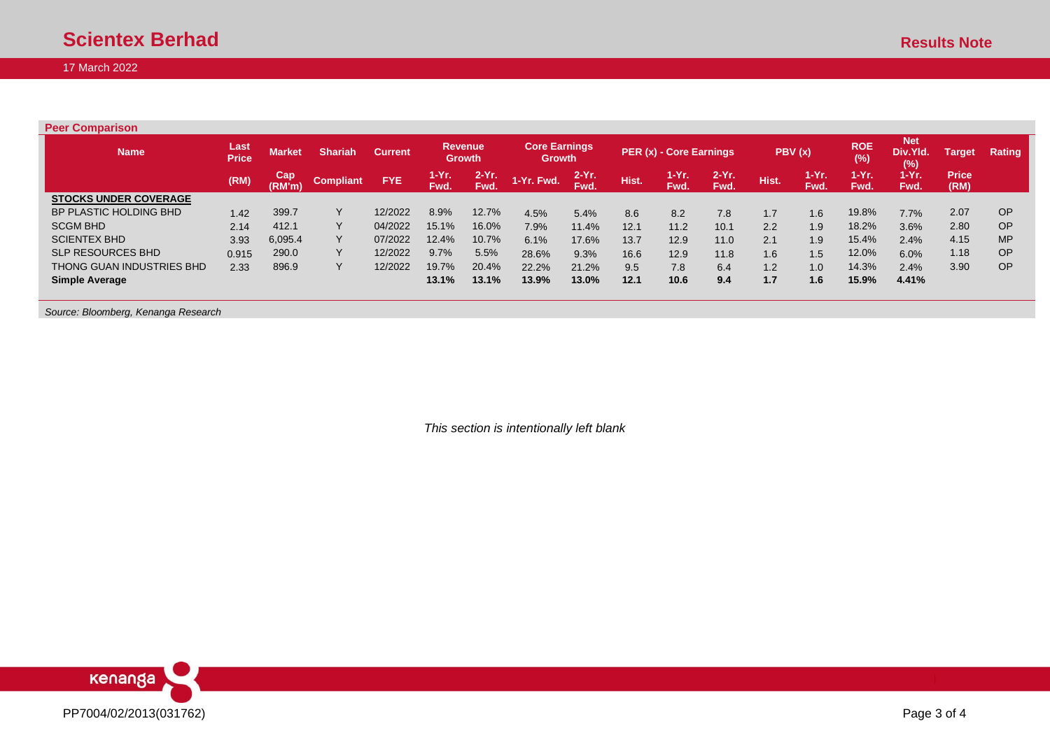## Peer Comparison

| Name | Last Price | Market | Shariah | Current | Revenue Growth | | Core Earnings Growth | | PER (x) - Core Earnings | | | PBV (x) | | ROE (%) | Net Div.Yld. (%) | Target | Rating |
|---|---|---|---|---|---|---|---|---|---|---|---|---|---|---|---|---|---|
| | (RM) | Cap (RM'm) | Compliant | FYE | 1-Yr. Fwd. | 2-Yr. Fwd. | 1-Yr. Fwd. | 2-Yr. Fwd. | Hist. | 1-Yr. Fwd. | 2-Yr. Fwd. | Hist. | 1-Yr. Fwd. | 1-Yr. Fwd. | 1-Yr. Fwd. | Price (RM) | |
| **STOCKS UNDER COVERAGE** | | | | | | | | | | | | | | | | | |
| BP PLASTIC HOLDING BHD | 1.42 | 399.7 | Y | 12/2022 | 8.9% | 12.7% | 4.5% | 5.4% | 8.6 | 8.2 | 7.8 | 1.7 | 1.6 | 19.8% | 7.7% | 2.07 | OP |
| SCGM BHD | 2.14 | 412.1 | Y | 04/2022 | 15.1% | 16.0% | 7.9% | 11.4% | 12.1 | 11.2 | 10.1 | 2.2 | 1.9 | 18.2% | 3.6% | 2.80 | OP |
| SCIENTEX BHD | 3.93 | 6,095.4 | Y | 07/2022 | 12.4% | 10.7% | 6.1% | 17.6% | 13.7 | 12.9 | 11.0 | 2.1 | 1.9 | 15.4% | 2.4% | 4.15 | MP |
| SLP RESOURCES BHD | 0.915 | 290.0 | Y | 12/2022 | 9.7% | 5.5% | 28.6% | 9.3% | 16.6 | 12.9 | 11.8 | 1.6 | 1.5 | 12.0% | 6.0% | 1.18 | OP |
| THONG GUAN INDUSTRIES BHD | 2.33 | 896.9 | Y | 12/2022 | 19.7% | 20.4% | 22.2% | 21.2% | 9.5 | 7.8 | 6.4 | 1.2 | 1.0 | 14.3% | 2.4% | 3.90 | OP |
| **Simple Average** | | | | | **13.1%** | **13.1%** | **13.9%** | **13.0%** | **12.1** | **10.6** | **9.4** | **1.7** | **1.6** | **15.9%** | **4.41%** | | |

*Source: Bloomberg, Kenanga Research*

*This section is intentionally left blank*

PP7004/02/2013(031762)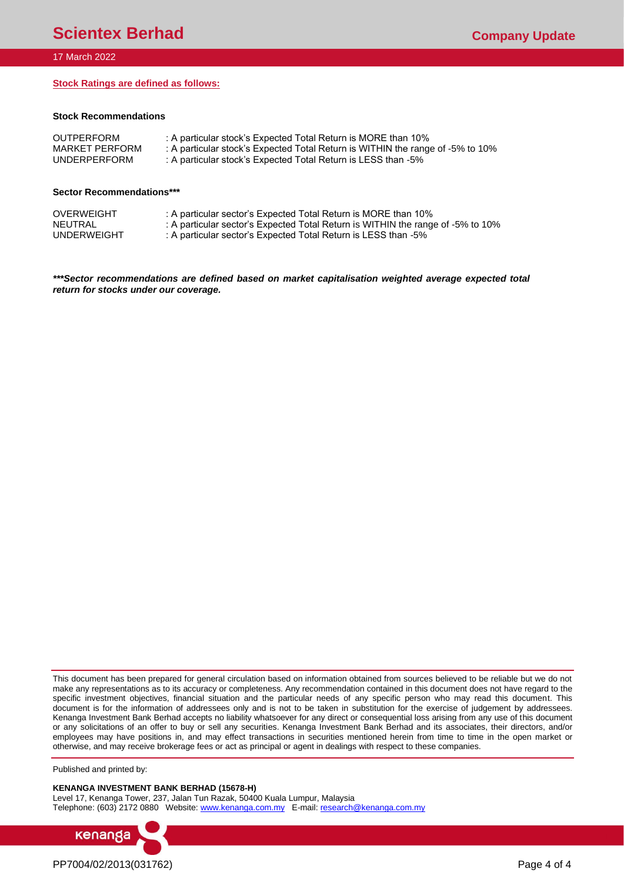**Stock Ratings are defined as follows:**

**Stock Recommendations**

| | |
|---|---|
| OUTPERFORM | : A particular stock's Expected Total Return is MORE than 10% |
| MARKET PERFORM | : A particular stock's Expected Total Return is WITHIN the range of -5% to 10% |
| UNDERPERFORM | : A particular stock's Expected Total Return is LESS than -5% |

**Sector Recommendations*****

| | |
|---|---|
| OVERWEIGHT | : A particular sector's Expected Total Return is MORE than 10% |
| NEUTRAL | : A particular sector's Expected Total Return is WITHIN the range of -5% to 10% |
| UNDERWEIGHT | : A particular sector's Expected Total Return is LESS than -5% |

***\*\*\*Sector recommendations are defined based on market capitalisation weighted average expected total return for stocks under our coverage.***

This document has been prepared for general circulation based on information obtained from sources believed to be reliable but we do not make any representations as to its accuracy or completeness. Any recommendation contained in this document does not have regard to the specific investment objectives, financial situation and the particular needs of any specific person who may read this document. This document is for the information of addressees only and is not to be taken in substitution for the exercise of judgement by addressees. Kenanga Investment Bank Berhad accepts no liability whatsoever for any direct or consequential loss arising from any use of this document or any solicitations of an offer to buy or sell any securities. Kenanga Investment Bank Berhad and its associates, their directors, and/or employees may have positions in, and may effect transactions in securities mentioned herein from time to time in the open market or otherwise, and may receive brokerage fees or act as principal or agent in dealings with respect to these companies.

Published and printed by:

**KENANGA INVESTMENT BANK BERHAD (15678-H)**
Level 17, Kenanga Tower, 237, Jalan Tun Razak, 50400 Kuala Lumpur, Malaysia
Telephone: (603) 2172 0880 Website: www.kenanga.com.my E-mail: research@kenanga.com.my

PP7004/02/2013(031762)